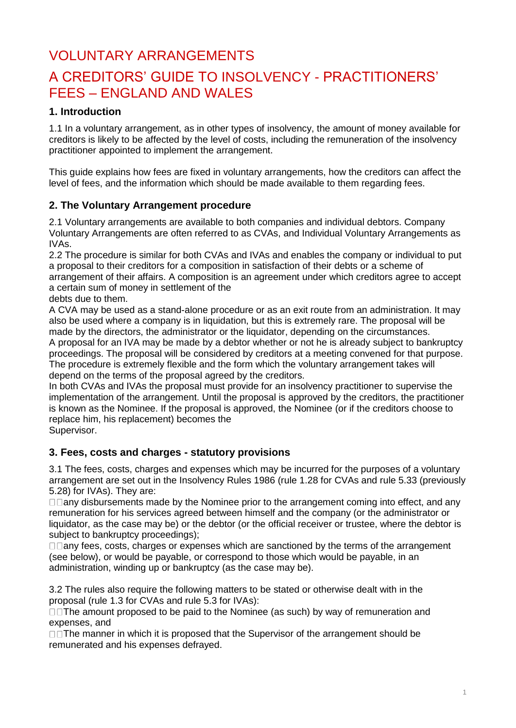# VOLUNTARY ARRANGEMENTS

# A CREDITORS' GUIDE TO INSOLVENCY - PRACTITIONERS' FEES – ENGLAND AND WALES

## 1. Introduction

1.1 In a voluntary arrangement, as in other types of insolvency, the amount of money available for creditors is likely to be affected by the level of costs, including the remuneration of the insolvency practitioner appointed to implement the arrangement.

This guide explains how fees are fixed in voluntary arrangements, how the creditors can affect the level of fees, and the information which should be made available to them regarding fees.

## 2. The Voluntary Arrangement procedure

2.1 Voluntary arrangements are available to both companies and individual debtors. Company Voluntary Arrangements are often referred to as CVAs, and Individual Voluntary Arrangements as IVAs.

2.2 The procedure is similar for both CVAs and IVAs and enables the company or individual to put a proposal to their creditors for a composition in satisfaction of their debts or a scheme of arrangement of their affairs. A composition is an agreement under which creditors agree to accept a certain sum of money in settlement of the debts due to them.

A CVA may be used as a stand-alone procedure or as an exit route from an administration. It may also be used where a company is in liquidation, but this is extremely rare. The proposal will be made by the directors, the administrator or the liquidator, depending on the circumstances.

A proposal for an IVA may be made by a debtor whether or not he is already subject to bankruptcy proceedings. The proposal will be considered by creditors at a meeting convened for that purpose. The procedure is extremely flexible and the form which the voluntary arrangement takes will depend on the terms of the proposal agreed by the creditors.

In both CVAs and IVAs the proposal must provide for an insolvency practitioner to supervise the implementation of the arrangement. Until the proposal is approved by the creditors, the practitioner is known as the Nominee. If the proposal is approved, the Nominee (or if the creditors choose to replace him, his replacement) becomes the Supervisor.

## 3. Fees, costs and charges - statutory provisions

3.1 The fees, costs, charges and expenses which may be incurred for the purposes of a voluntary arrangement are set out in the Insolvency Rules 1986 (rule 1.28 for CVAs and rule 5.33 (previously 5.28) for IVAs). They are:

- any disbursements made by the Nominee prior to the arrangement coming into effect, and any remuneration for his services agreed between himself and the company (or the administrator or liquidator, as the case may be) or the debtor (or the official receiver or trustee, where the debtor is subject to bankruptcy proceedings);
- any fees, costs, charges or expenses which are sanctioned by the terms of the arrangement (see below), or would be payable, or correspond to those which would be payable, in an administration, winding up or bankruptcy (as the case may be).

3.2 The rules also require the following matters to be stated or otherwise dealt with in the proposal (rule 1.3 for CVAs and rule 5.3 for IVAs):

- The amount proposed to be paid to the Nominee (as such) by way of remuneration and expenses, and
- The manner in which it is proposed that the Supervisor of the arrangement should be remunerated and his expenses defrayed.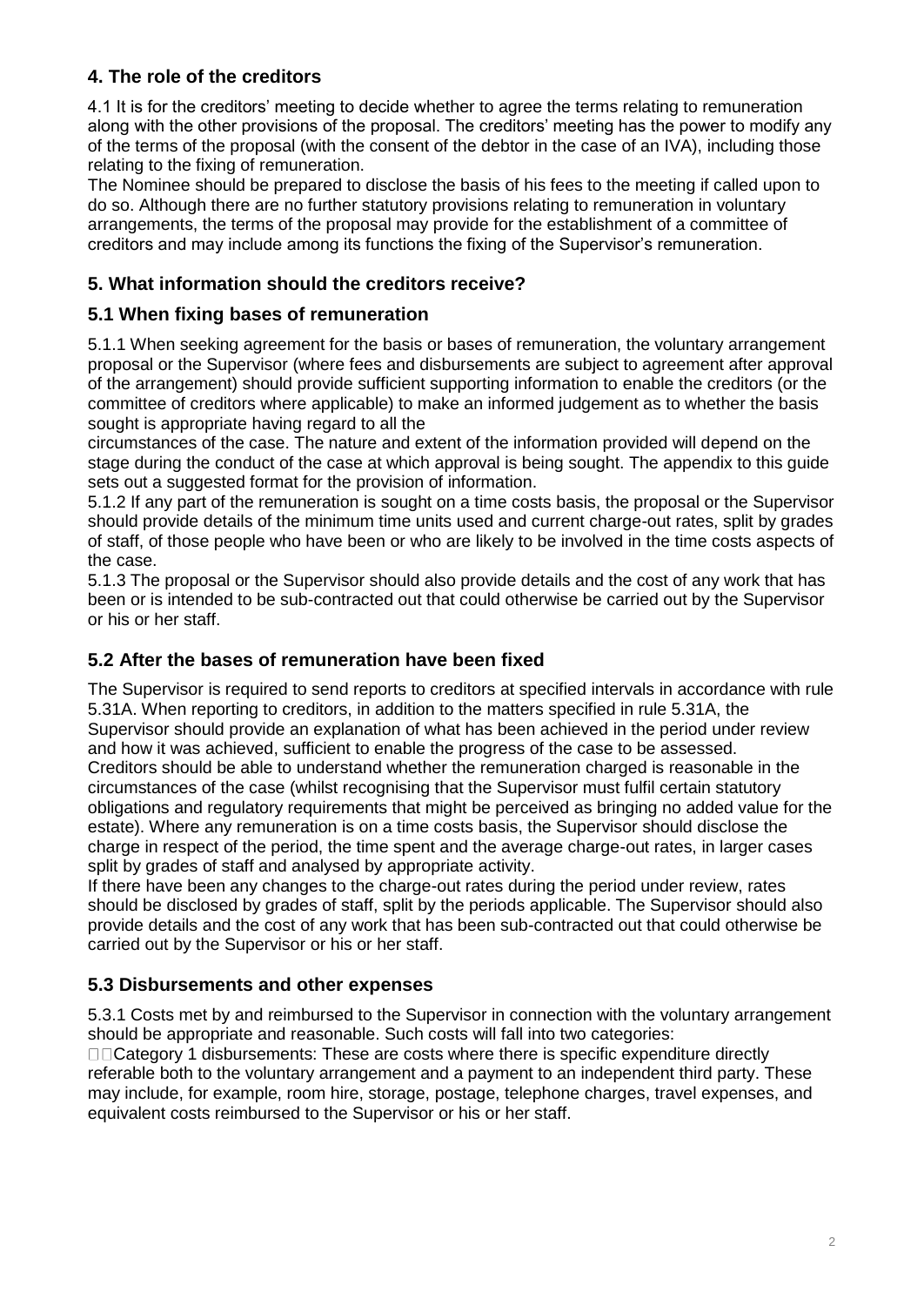## 4. The role of the creditors

4.1 It is for the creditors' meeting to decide whether to agree the terms relating to remuneration along with the other provisions of the proposal. The creditors' meeting has the power to modify any of the terms of the proposal (with the consent of the debtor in the case of an IVA), including those relating to the fixing of remuneration.

The Nominee should be prepared to disclose the basis of his fees to the meeting if called upon to do so. Although there are no further statutory provisions relating to remuneration in voluntary arrangements, the terms of the proposal may provide for the establishment of a committee of creditors and may include among its functions the fixing of the Supervisor's remuneration.

## 5. What information should the creditors receive?

### 5.1 When fixing bases of remuneration

5.1.1 When seeking agreement for the basis or bases of remuneration, the voluntary arrangement proposal or the Supervisor (where fees and disbursements are subject to agreement after approval of the arrangement) should provide sufficient supporting information to enable the creditors (or the committee of creditors where applicable) to make an informed judgement as to whether the basis sought is appropriate having regard to all the circumstances of the case. The nature and extent of the information provided will depend on the stage during the conduct of the case at which approval is being sought. The appendix to this guide sets out a suggested format for the provision of information.

5.1.2 If any part of the remuneration is sought on a time costs basis, the proposal or the Supervisor should provide details of the minimum time units used and current charge-out rates, split by grades of staff, of those people who have been or who are likely to be involved in the time costs aspects of the case.

5.1.3 The proposal or the Supervisor should also provide details and the cost of any work that has been or is intended to be sub-contracted out that could otherwise be carried out by the Supervisor or his or her staff.

### 5.2 After the bases of remuneration have been fixed

The Supervisor is required to send reports to creditors at specified intervals in accordance with rule 5.31A. When reporting to creditors, in addition to the matters specified in rule 5.31A, the Supervisor should provide an explanation of what has been achieved in the period under review and how it was achieved, sufficient to enable the progress of the case to be assessed.

Creditors should be able to understand whether the remuneration charged is reasonable in the circumstances of the case (whilst recognising that the Supervisor must fulfil certain statutory obligations and regulatory requirements that might be perceived as bringing no added value for the estate). Where any remuneration is on a time costs basis, the Supervisor should disclose the charge in respect of the period, the time spent and the average charge-out rates, in larger cases split by grades of staff and analysed by appropriate activity.

If there have been any changes to the charge-out rates during the period under review, rates should be disclosed by grades of staff, split by the periods applicable. The Supervisor should also provide details and the cost of any work that has been sub-contracted out that could otherwise be carried out by the Supervisor or his or her staff.

### 5.3 Disbursements and other expenses

5.3.1 Costs met by and reimbursed to the Supervisor in connection with the voluntary arrangement should be appropriate and reasonable. Such costs will fall into two categories:

- Category 1 disbursements: These are costs where there is specific expenditure directly referable both to the voluntary arrangement and a payment to an independent third party. These may include, for example, room hire, storage, postage, telephone charges, travel expenses, and equivalent costs reimbursed to the Supervisor or his or her staff.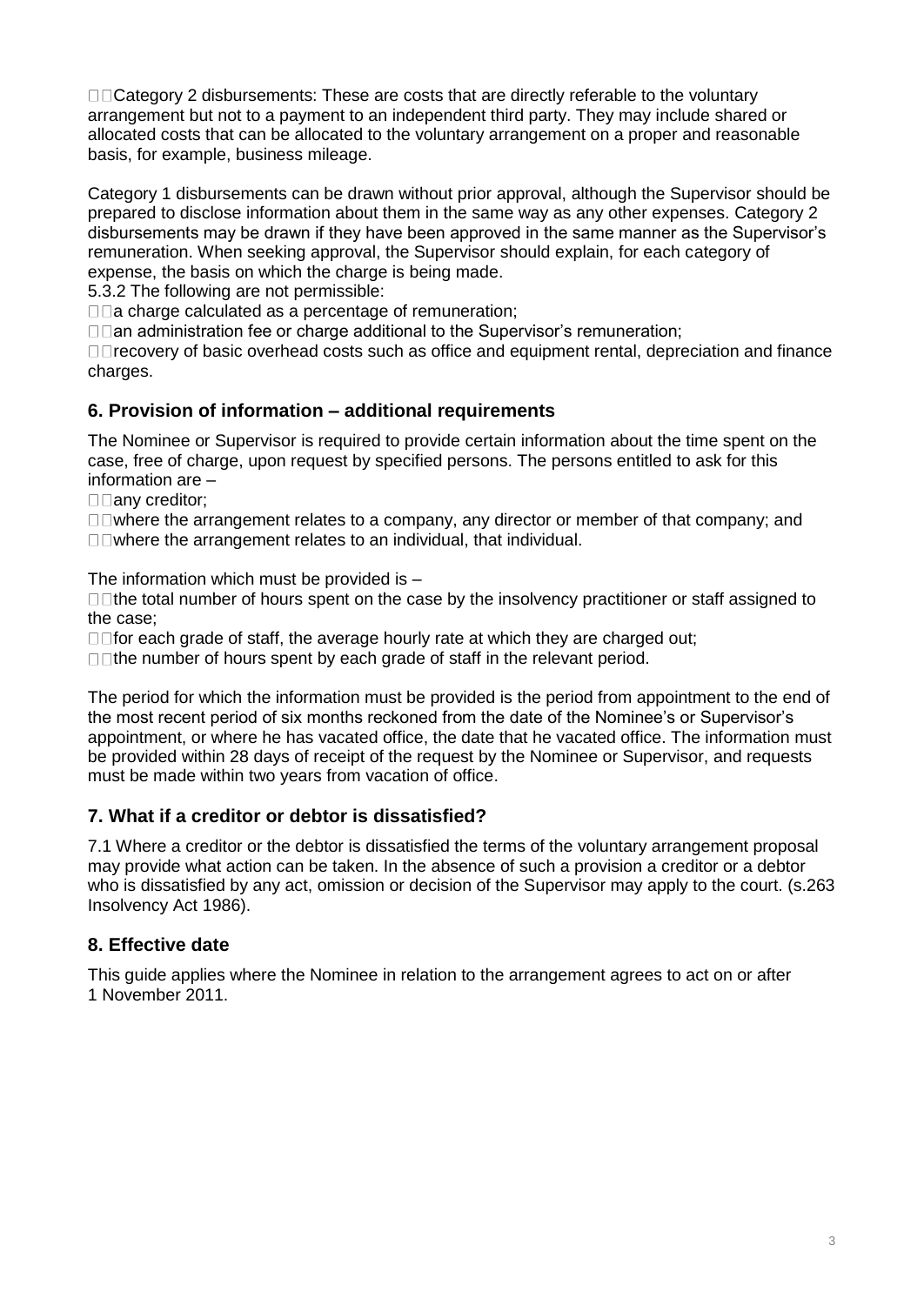- Category 2 disbursements: These are costs that are directly referable to the voluntary arrangement but not to a payment to an independent third party. They may include shared or allocated costs that can be allocated to the voluntary arrangement on a proper and reasonable basis, for example, business mileage.

Category 1 disbursements can be drawn without prior approval, although the Supervisor should be prepared to disclose information about them in the same way as any other expenses. Category 2 disbursements may be drawn if they have been approved in the same manner as the Supervisor's remuneration. When seeking approval, the Supervisor should explain, for each category of expense, the basis on which the charge is being made.

5.3.2 The following are not permissible:

- a charge calculated as a percentage of remuneration;
- an administration fee or charge additional to the Supervisor's remuneration;
- recovery of basic overhead costs such as office and equipment rental, depreciation and finance charges.

## 6. Provision of information – additional requirements

The Nominee or Supervisor is required to provide certain information about the time spent on the case, free of charge, upon request by specified persons. The persons entitled to ask for this information are –

- any creditor;
- where the arrangement relates to a company, any director or member of that company; and
- where the arrangement relates to an individual, that individual.

The information which must be provided is –

- the total number of hours spent on the case by the insolvency practitioner or staff assigned to the case;
- for each grade of staff, the average hourly rate at which they are charged out;
- the number of hours spent by each grade of staff in the relevant period.

The period for which the information must be provided is the period from appointment to the end of the most recent period of six months reckoned from the date of the Nominee's or Supervisor's appointment, or where he has vacated office, the date that he vacated office. The information must be provided within 28 days of receipt of the request by the Nominee or Supervisor, and requests must be made within two years from vacation of office.

## 7. What if a creditor or debtor is dissatisfied?

7.1 Where a creditor or the debtor is dissatisfied the terms of the voluntary arrangement proposal may provide what action can be taken. In the absence of such a provision a creditor or a debtor who is dissatisfied by any act, omission or decision of the Supervisor may apply to the court. (s.263 Insolvency Act 1986).

## 8. Effective date

This guide applies where the Nominee in relation to the arrangement agrees to act on or after 1 November 2011.